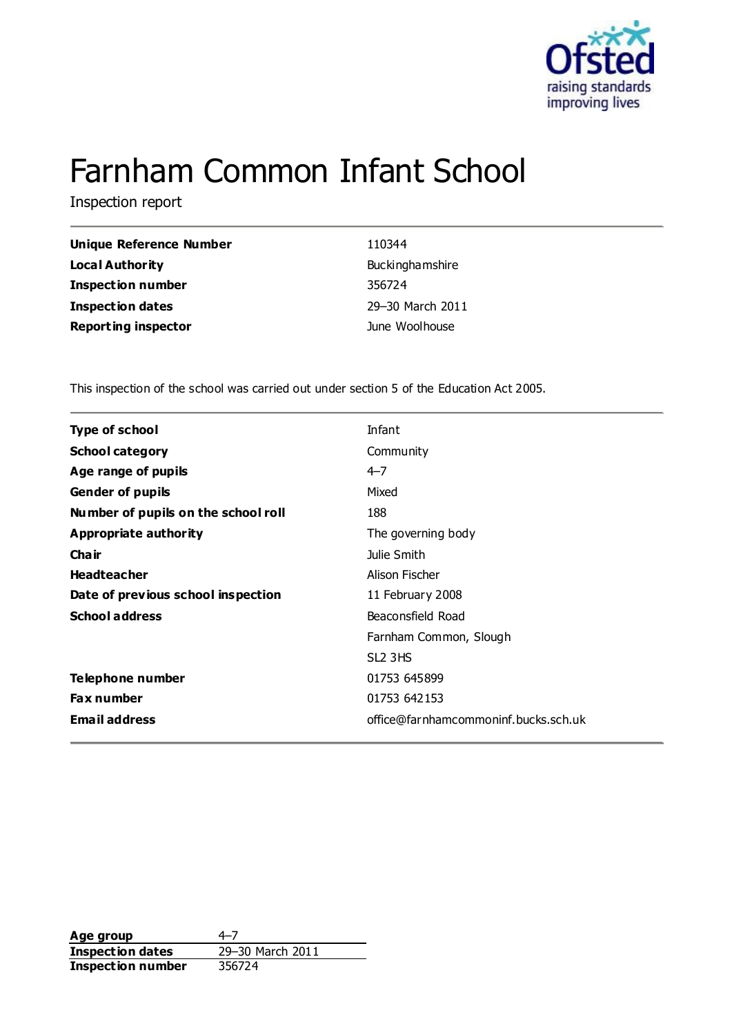# Farnham Common Infant School

Inspection report

| | |
|---|---|
| **Unique Reference Number** | 110344 |
| **Local Authority** | Buckinghamshire |
| **Inspection number** | 356724 |
| **Inspection dates** | 29–30 March 2011 |
| **Reporting inspector** | June Woolhouse |

This inspection of the school was carried out under section 5 of the Education Act 2005.

| | |
|---|---|
| **Type of school** | Infant |
| **School category** | Community |
| **Age range of pupils** | 4–7 |
| **Gender of pupils** | Mixed |
| **Number of pupils on the school roll** | 188 |
| **Appropriate authority** | The governing body |
| **Chair** | Julie Smith |
| **Headteacher** | Alison Fischer |
| **Date of previous school inspection** | 11 February 2008 |
| **School address** | Beaconsfield Road<br>Farnham Common, Slough<br>SL2 3HS |
| **Telephone number** | 01753 645899 |
| **Fax number** | 01753 642153 |
| **Email address** | office@farnhamcommoninf.bucks.sch.uk |

| | |
|---|---|
| **Age group** | 4–7 |
| **Inspection dates** | 29–30 March 2011 |
| **Inspection number** | 356724 |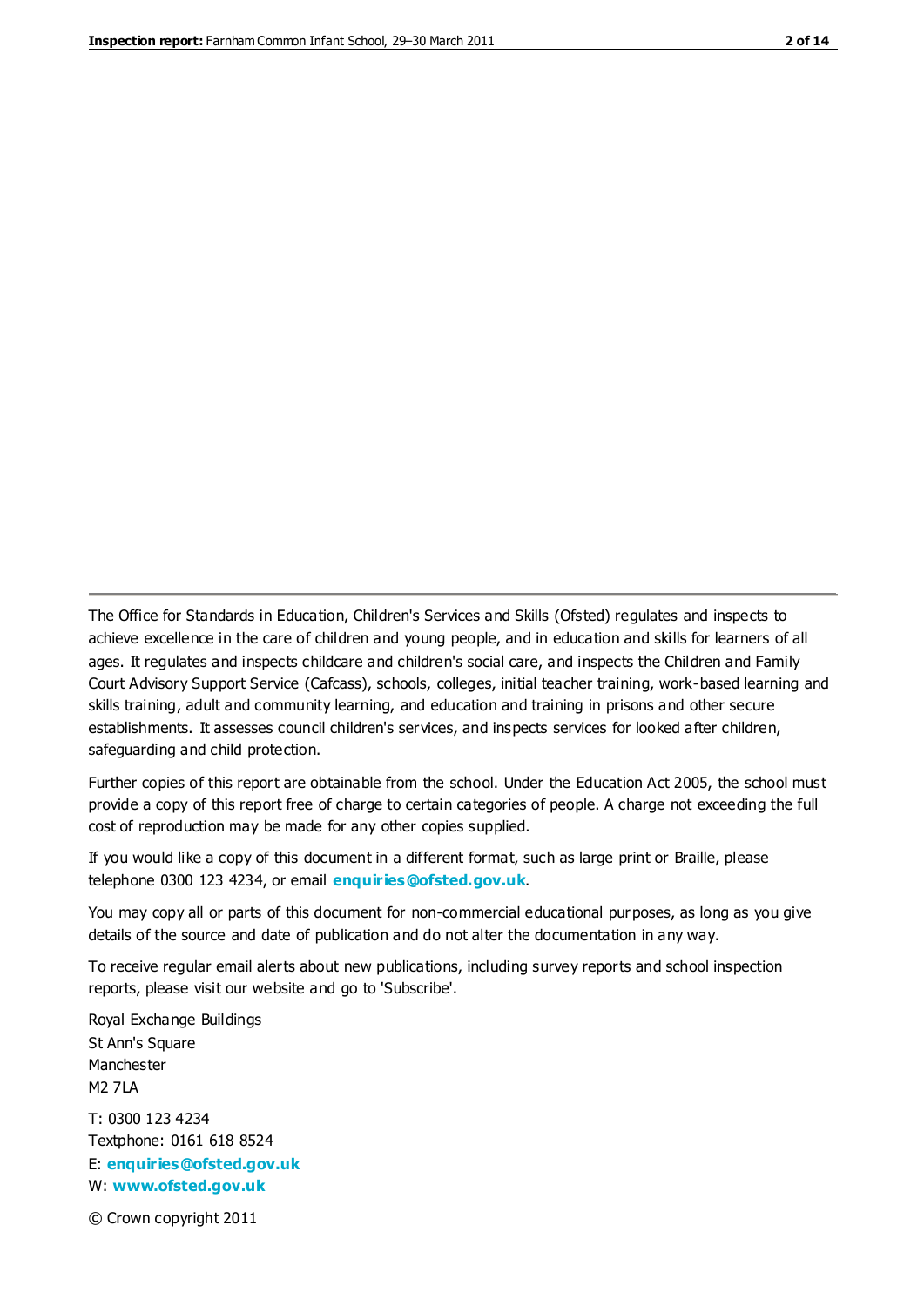The Office for Standards in Education, Children's Services and Skills (Ofsted) regulates and inspects to achieve excellence in the care of children and young people, and in education and skills for learners of all ages. It regulates and inspects childcare and children's social care, and inspects the Children and Family Court Advisory Support Service (Cafcass), schools, colleges, initial teacher training, work-based learning and skills training, adult and community learning, and education and training in prisons and other secure establishments. It assesses council children's services, and inspects services for looked after children, safeguarding and child protection.

Further copies of this report are obtainable from the school. Under the Education Act 2005, the school must provide a copy of this report free of charge to certain categories of people. A charge not exceeding the full cost of reproduction may be made for any other copies supplied.

If you would like a copy of this document in a different format, such as large print or Braille, please telephone 0300 123 4234, or email **enquiries@ofsted.gov.uk**.

You may copy all or parts of this document for non-commercial educational purposes, as long as you give details of the source and date of publication and do not alter the documentation in any way.

To receive regular email alerts about new publications, including survey reports and school inspection reports, please visit our website and go to 'Subscribe'.

Royal Exchange Buildings
St Ann's Square
Manchester
M2 7LA

T: 0300 123 4234
Textphone: 0161 618 8524
E: **enquiries@ofsted.gov.uk**
W: **www.ofsted.gov.uk**

© Crown copyright 2011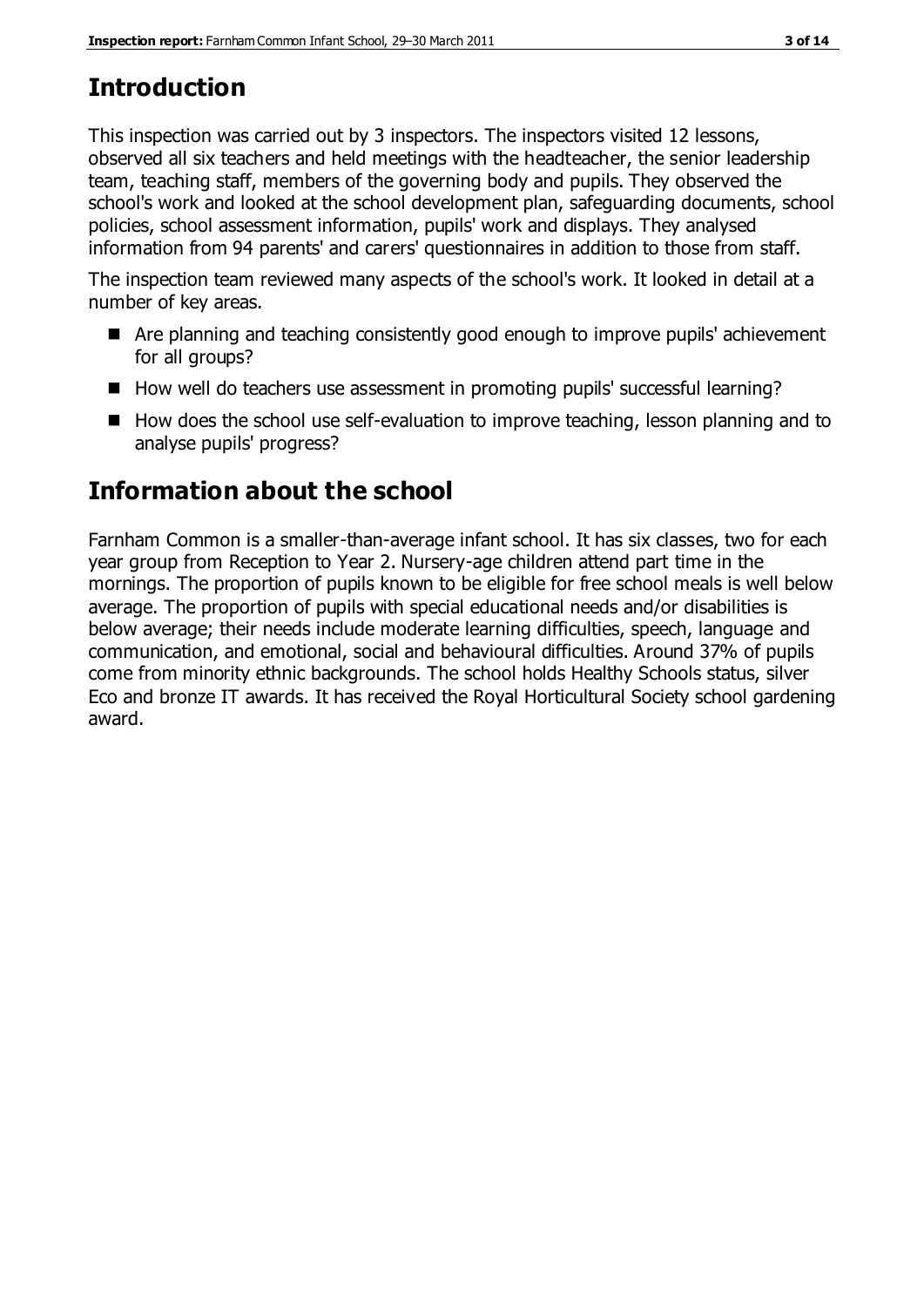# Introduction

This inspection was carried out by 3 inspectors. The inspectors visited 12 lessons, observed all six teachers and held meetings with the headteacher, the senior leadership team, teaching staff, members of the governing body and pupils. They observed the school's work and looked at the school development plan, safeguarding documents, school policies, school assessment information, pupils' work and displays. They analysed information from 94 parents' and carers' questionnaires in addition to those from staff.

The inspection team reviewed many aspects of the school's work. It looked in detail at a number of key areas.

- Are planning and teaching consistently good enough to improve pupils' achievement for all groups?
- How well do teachers use assessment in promoting pupils' successful learning?
- How does the school use self-evaluation to improve teaching, lesson planning and to analyse pupils' progress?

# Information about the school

Farnham Common is a smaller-than-average infant school. It has six classes, two for each year group from Reception to Year 2. Nursery-age children attend part time in the mornings. The proportion of pupils known to be eligible for free school meals is well below average. The proportion of pupils with special educational needs and/or disabilities is below average; their needs include moderate learning difficulties, speech, language and communication, and emotional, social and behavioural difficulties. Around 37% of pupils come from minority ethnic backgrounds. The school holds Healthy Schools status, silver Eco and bronze IT awards. It has received the Royal Horticultural Society school gardening award.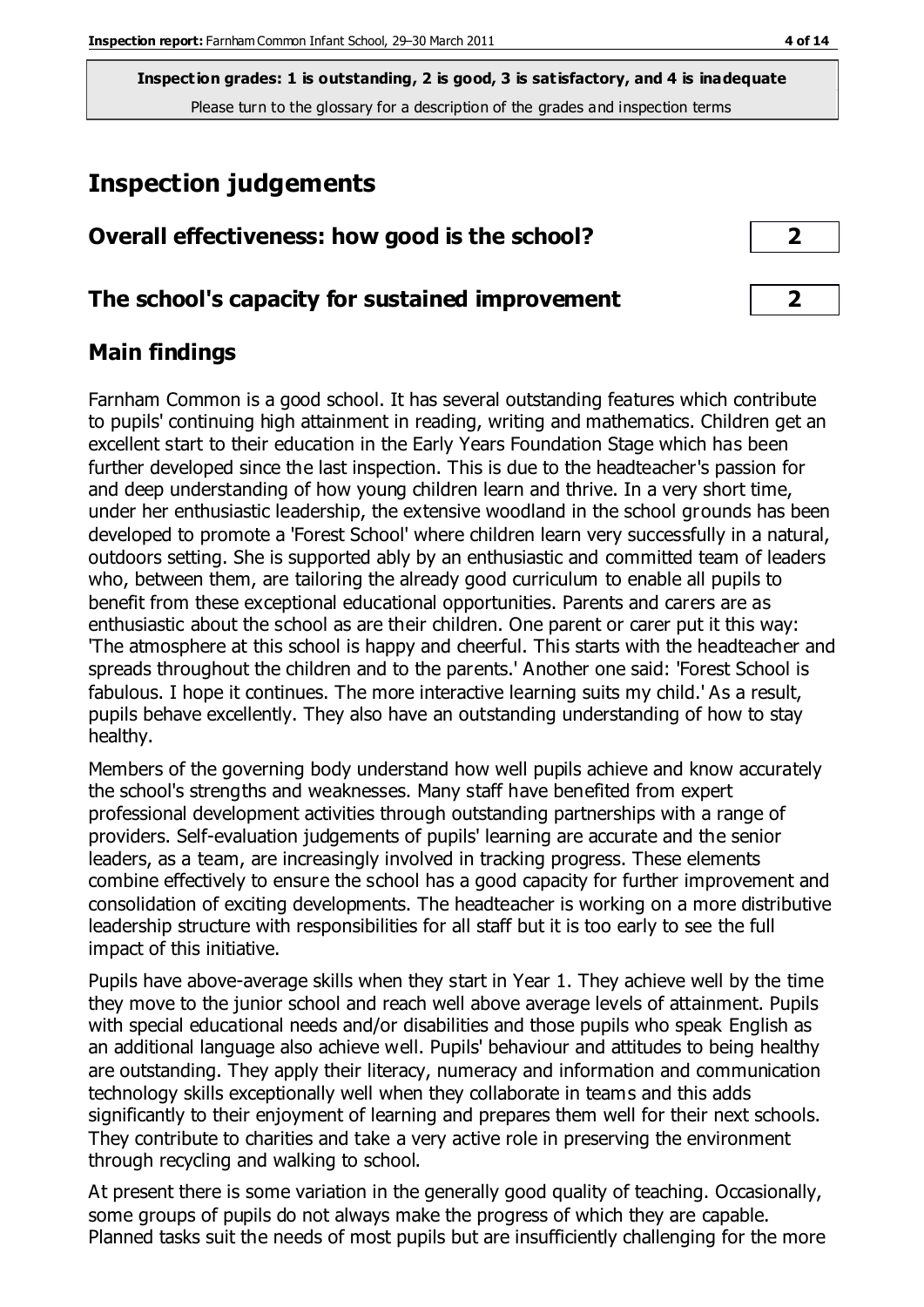**Inspection grades: 1 is outstanding, 2 is good, 3 is satisfactory, and 4 is inadequate**
Please turn to the glossary for a description of the grades and inspection terms

# Inspection judgements

## Overall effectiveness: how good is the school? 2

## The school's capacity for sustained improvement 2

## Main findings

Farnham Common is a good school. It has several outstanding features which contribute to pupils' continuing high attainment in reading, writing and mathematics. Children get an excellent start to their education in the Early Years Foundation Stage which has been further developed since the last inspection. This is due to the headteacher's passion for and deep understanding of how young children learn and thrive. In a very short time, under her enthusiastic leadership, the extensive woodland in the school grounds has been developed to promote a 'Forest School' where children learn very successfully in a natural, outdoors setting. She is supported ably by an enthusiastic and committed team of leaders who, between them, are tailoring the already good curriculum to enable all pupils to benefit from these exceptional educational opportunities. Parents and carers are as enthusiastic about the school as are their children. One parent or carer put it this way: 'The atmosphere at this school is happy and cheerful. This starts with the headteacher and spreads throughout the children and to the parents.' Another one said: 'Forest School is fabulous. I hope it continues. The more interactive learning suits my child.' As a result, pupils behave excellently. They also have an outstanding understanding of how to stay healthy.

Members of the governing body understand how well pupils achieve and know accurately the school's strengths and weaknesses. Many staff have benefited from expert professional development activities through outstanding partnerships with a range of providers. Self-evaluation judgements of pupils' learning are accurate and the senior leaders, as a team, are increasingly involved in tracking progress. These elements combine effectively to ensure the school has a good capacity for further improvement and consolidation of exciting developments. The headteacher is working on a more distributive leadership structure with responsibilities for all staff but it is too early to see the full impact of this initiative.

Pupils have above-average skills when they start in Year 1. They achieve well by the time they move to the junior school and reach well above average levels of attainment. Pupils with special educational needs and/or disabilities and those pupils who speak English as an additional language also achieve well. Pupils' behaviour and attitudes to being healthy are outstanding. They apply their literacy, numeracy and information and communication technology skills exceptionally well when they collaborate in teams and this adds significantly to their enjoyment of learning and prepares them well for their next schools. They contribute to charities and take a very active role in preserving the environment through recycling and walking to school.

At present there is some variation in the generally good quality of teaching. Occasionally, some groups of pupils do not always make the progress of which they are capable. Planned tasks suit the needs of most pupils but are insufficiently challenging for the more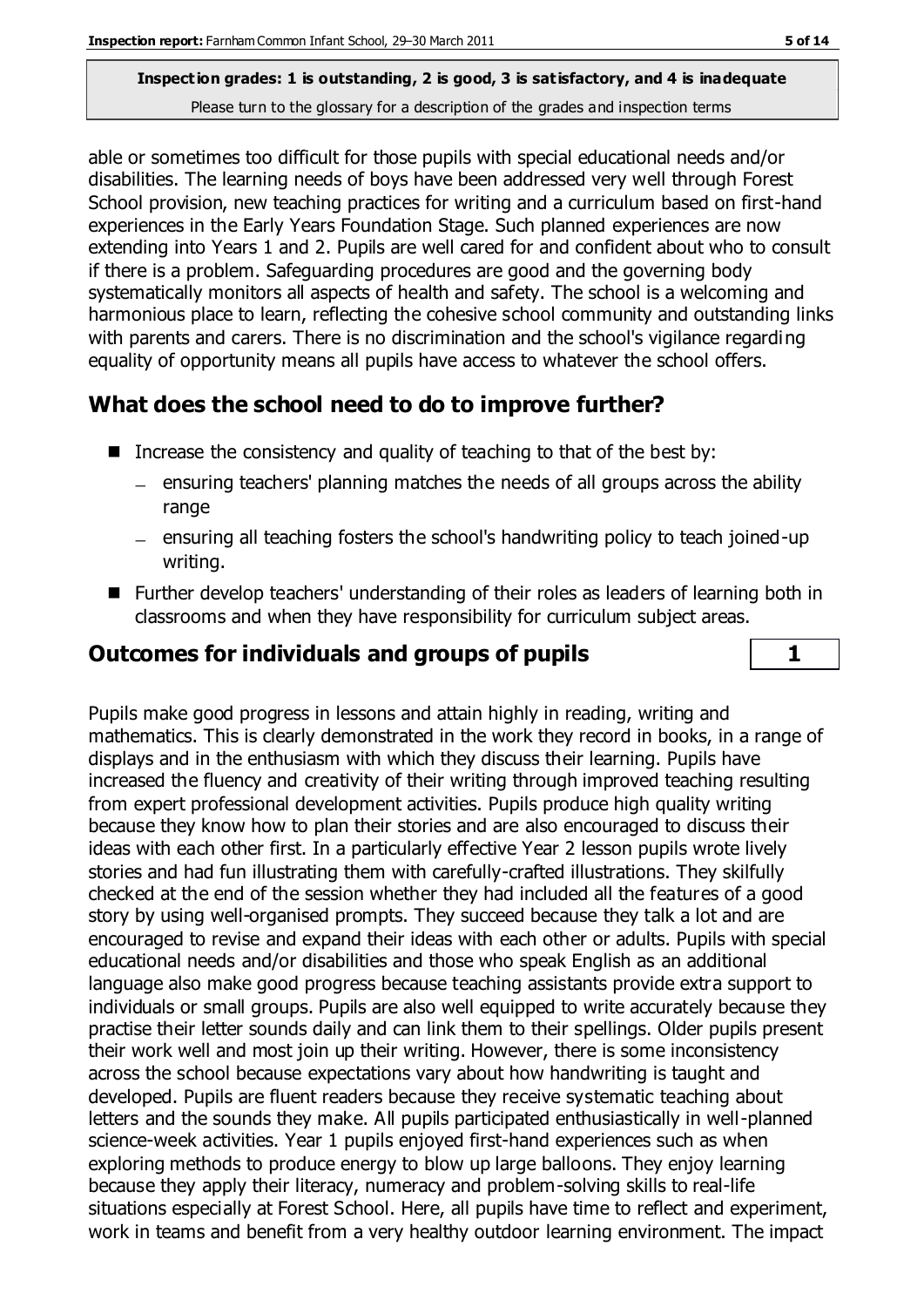able or sometimes too difficult for those pupils with special educational needs and/or disabilities. The learning needs of boys have been addressed very well through Forest School provision, new teaching practices for writing and a curriculum based on first-hand experiences in the Early Years Foundation Stage. Such planned experiences are now extending into Years 1 and 2. Pupils are well cared for and confident about who to consult if there is a problem. Safeguarding procedures are good and the governing body systematically monitors all aspects of health and safety. The school is a welcoming and harmonious place to learn, reflecting the cohesive school community and outstanding links with parents and carers. There is no discrimination and the school's vigilance regarding equality of opportunity means all pupils have access to whatever the school offers.

## What does the school need to do to improve further?

- Increase the consistency and quality of teaching to that of the best by:
  - ensuring teachers' planning matches the needs of all groups across the ability range
  - ensuring all teaching fosters the school's handwriting policy to teach joined-up writing.
- Further develop teachers' understanding of their roles as leaders of learning both in classrooms and when they have responsibility for curriculum subject areas.

## Outcomes for individuals and groups of pupils — 1

Pupils make good progress in lessons and attain highly in reading, writing and mathematics. This is clearly demonstrated in the work they record in books, in a range of displays and in the enthusiasm with which they discuss their learning. Pupils have increased the fluency and creativity of their writing through improved teaching resulting from expert professional development activities. Pupils produce high quality writing because they know how to plan their stories and are also encouraged to discuss their ideas with each other first. In a particularly effective Year 2 lesson pupils wrote lively stories and had fun illustrating them with carefully-crafted illustrations. They skilfully checked at the end of the session whether they had included all the features of a good story by using well-organised prompts. They succeed because they talk a lot and are encouraged to revise and expand their ideas with each other or adults. Pupils with special educational needs and/or disabilities and those who speak English as an additional language also make good progress because teaching assistants provide extra support to individuals or small groups. Pupils are also well equipped to write accurately because they practise their letter sounds daily and can link them to their spellings. Older pupils present their work well and most join up their writing. However, there is some inconsistency across the school because expectations vary about how handwriting is taught and developed. Pupils are fluent readers because they receive systematic teaching about letters and the sounds they make. All pupils participated enthusiastically in well-planned science-week activities. Year 1 pupils enjoyed first-hand experiences such as when exploring methods to produce energy to blow up large balloons. They enjoy learning because they apply their literacy, numeracy and problem-solving skills to real-life situations especially at Forest School. Here, all pupils have time to reflect and experiment, work in teams and benefit from a very healthy outdoor learning environment. The impact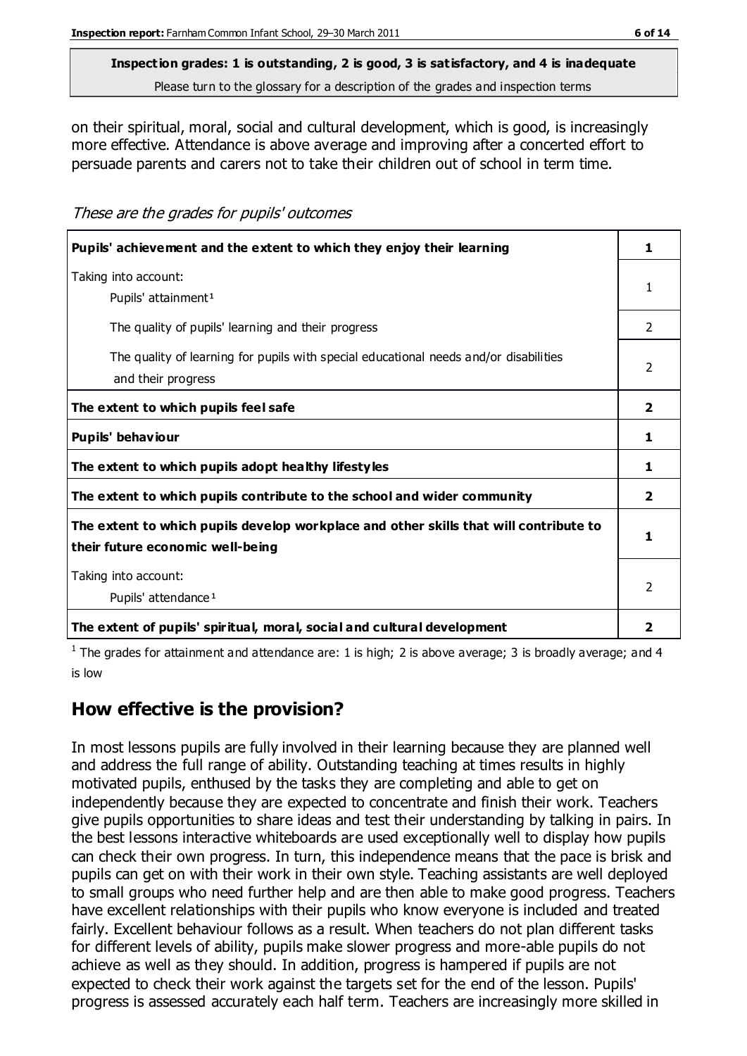**Inspection grades: 1 is outstanding, 2 is good, 3 is satisfactory, and 4 is inadequate**
Please turn to the glossary for a description of the grades and inspection terms

on their spiritual, moral, social and cultural development, which is good, is increasingly more effective. Attendance is above average and improving after a concerted effort to persuade parents and carers not to take their children out of school in term time.

*These are the grades for pupils' outcomes*

| | |
|---|---|
| **Pupils' achievement and the extent to which they enjoy their learning** | **1** |
| Taking into account: Pupils' attainment[1] | 1 |
| The quality of pupils' learning and their progress | 2 |
| The quality of learning for pupils with special educational needs and/or disabilities and their progress | 2 |
| **The extent to which pupils feel safe** | **2** |
| **Pupils' behaviour** | **1** |
| **The extent to which pupils adopt healthy lifestyles** | **1** |
| **The extent to which pupils contribute to the school and wider community** | **2** |
| **The extent to which pupils develop workplace and other skills that will contribute to their future economic well-being** | **1** |
| Taking into account: Pupils' attendance[1] | 2 |
| **The extent of pupils' spiritual, moral, social and cultural development** | **2** |

[1] The grades for attainment and attendance are: 1 is high; 2 is above average; 3 is broadly average; and 4 is low

## How effective is the provision?

In most lessons pupils are fully involved in their learning because they are planned well and address the full range of ability. Outstanding teaching at times results in highly motivated pupils, enthused by the tasks they are completing and able to get on independently because they are expected to concentrate and finish their work. Teachers give pupils opportunities to share ideas and test their understanding by talking in pairs. In the best lessons interactive whiteboards are used exceptionally well to display how pupils can check their own progress. In turn, this independence means that the pace is brisk and pupils can get on with their work in their own style. Teaching assistants are well deployed to small groups who need further help and are then able to make good progress. Teachers have excellent relationships with their pupils who know everyone is included and treated fairly. Excellent behaviour follows as a result. When teachers do not plan different tasks for different levels of ability, pupils make slower progress and more-able pupils do not achieve as well as they should. In addition, progress is hampered if pupils are not expected to check their work against the targets set for the end of the lesson. Pupils' progress is assessed accurately each half term. Teachers are increasingly more skilled in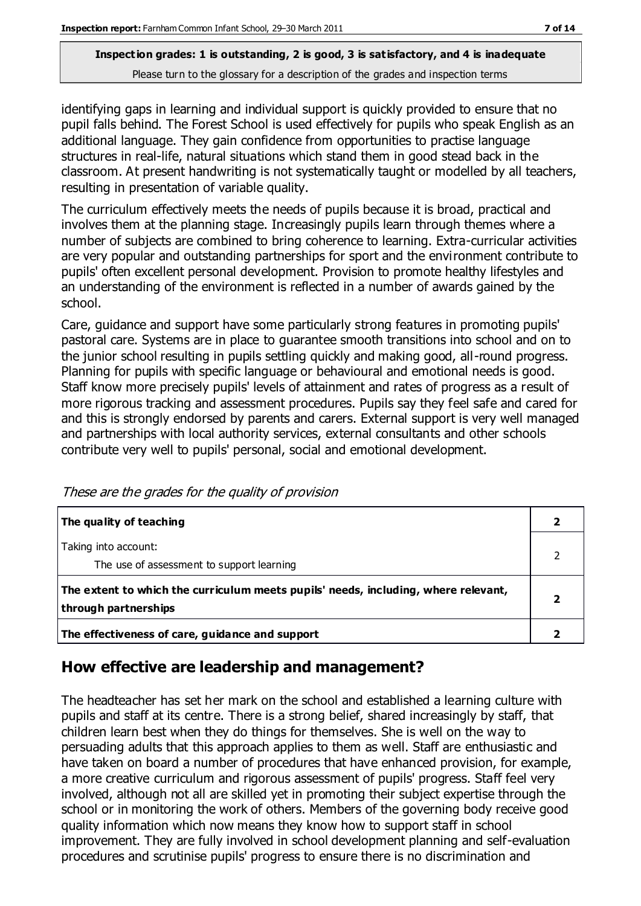identifying gaps in learning and individual support is quickly provided to ensure that no pupil falls behind. The Forest School is used effectively for pupils who speak English as an additional language. They gain confidence from opportunities to practise language structures in real-life, natural situations which stand them in good stead back in the classroom. At present handwriting is not systematically taught or modelled by all teachers, resulting in presentation of variable quality.

The curriculum effectively meets the needs of pupils because it is broad, practical and involves them at the planning stage. Increasingly pupils learn through themes where a number of subjects are combined to bring coherence to learning. Extra-curricular activities are very popular and outstanding partnerships for sport and the environment contribute to pupils' often excellent personal development. Provision to promote healthy lifestyles and an understanding of the environment is reflected in a number of awards gained by the school.

Care, guidance and support have some particularly strong features in promoting pupils' pastoral care. Systems are in place to guarantee smooth transitions into school and on to the junior school resulting in pupils settling quickly and making good, all-round progress. Planning for pupils with specific language or behavioural and emotional needs is good. Staff know more precisely pupils' levels of attainment and rates of progress as a result of more rigorous tracking and assessment procedures. Pupils say they feel safe and cared for and this is strongly endorsed by parents and carers. External support is very well managed and partnerships with local authority services, external consultants and other schools contribute very well to pupils' personal, social and emotional development.

*These are the grades for the quality of provision*

| | |
|---|---|
| **The quality of teaching** | **2** |
| Taking into account:<br>The use of assessment to support learning | 2 |
| **The extent to which the curriculum meets pupils' needs, including, where relevant, through partnerships** | **2** |
| **The effectiveness of care, guidance and support** | **2** |

## How effective are leadership and management?

The headteacher has set her mark on the school and established a learning culture with pupils and staff at its centre. There is a strong belief, shared increasingly by staff, that children learn best when they do things for themselves. She is well on the way to persuading adults that this approach applies to them as well. Staff are enthusiastic and have taken on board a number of procedures that have enhanced provision, for example, a more creative curriculum and rigorous assessment of pupils' progress. Staff feel very involved, although not all are skilled yet in promoting their subject expertise through the school or in monitoring the work of others. Members of the governing body receive good quality information which now means they know how to support staff in school improvement. They are fully involved in school development planning and self-evaluation procedures and scrutinise pupils' progress to ensure there is no discrimination and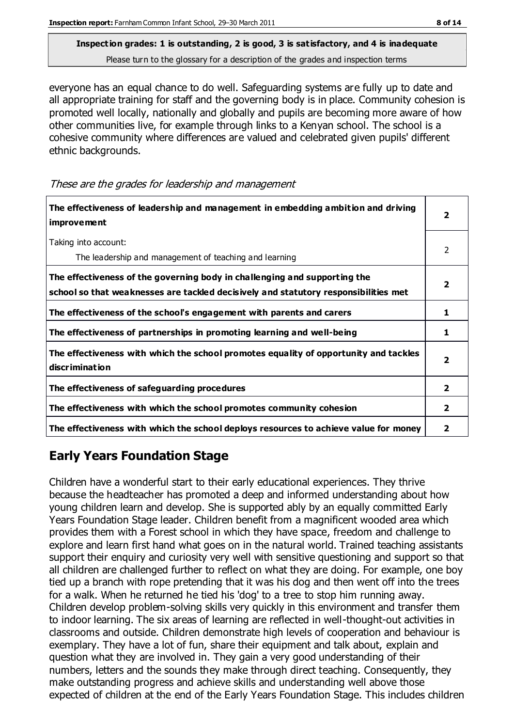**Inspection grades: 1 is outstanding, 2 is good, 3 is satisfactory, and 4 is inadequate**
Please turn to the glossary for a description of the grades and inspection terms

everyone has an equal chance to do well. Safeguarding systems are fully up to date and all appropriate training for staff and the governing body is in place. Community cohesion is promoted well locally, nationally and globally and pupils are becoming more aware of how other communities live, for example through links to a Kenyan school. The school is a cohesive community where differences are valued and celebrated given pupils' different ethnic backgrounds.

*These are the grades for leadership and management*

| | |
|---|---|
| **The effectiveness of leadership and management in embedding ambition and driving improvement** | **2** |
| Taking into account: The leadership and management of teaching and learning | 2 |
| **The effectiveness of the governing body in challenging and supporting the school so that weaknesses are tackled decisively and statutory responsibilities met** | **2** |
| **The effectiveness of the school's engagement with parents and carers** | **1** |
| **The effectiveness of partnerships in promoting learning and well-being** | **1** |
| **The effectiveness with which the school promotes equality of opportunity and tackles discrimination** | **2** |
| **The effectiveness of safeguarding procedures** | **2** |
| **The effectiveness with which the school promotes community cohesion** | **2** |
| **The effectiveness with which the school deploys resources to achieve value for money** | **2** |

## Early Years Foundation Stage

Children have a wonderful start to their early educational experiences. They thrive because the headteacher has promoted a deep and informed understanding about how young children learn and develop. She is supported ably by an equally committed Early Years Foundation Stage leader. Children benefit from a magnificent wooded area which provides them with a Forest school in which they have space, freedom and challenge to explore and learn first hand what goes on in the natural world. Trained teaching assistants support their enquiry and curiosity very well with sensitive questioning and support so that all children are challenged further to reflect on what they are doing. For example, one boy tied up a branch with rope pretending that it was his dog and then went off into the trees for a walk. When he returned he tied his 'dog' to a tree to stop him running away. Children develop problem-solving skills very quickly in this environment and transfer them to indoor learning. The six areas of learning are reflected in well-thought-out activities in classrooms and outside. Children demonstrate high levels of cooperation and behaviour is exemplary. They have a lot of fun, share their equipment and talk about, explain and question what they are involved in. They gain a very good understanding of their numbers, letters and the sounds they make through direct teaching. Consequently, they make outstanding progress and achieve skills and understanding well above those expected of children at the end of the Early Years Foundation Stage. This includes children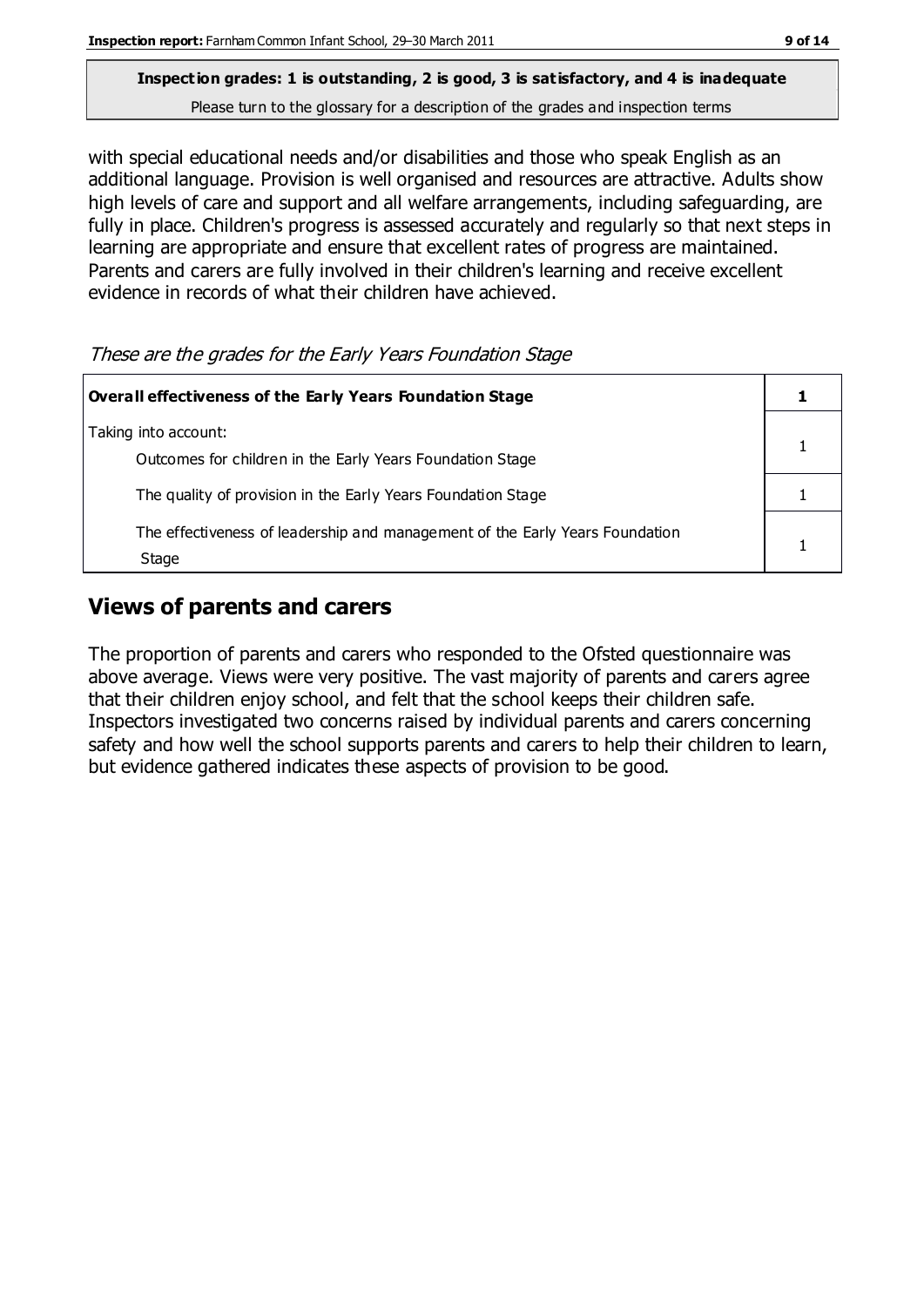**Inspection grades: 1 is outstanding, 2 is good, 3 is satisfactory, and 4 is inadequate**
Please turn to the glossary for a description of the grades and inspection terms

with special educational needs and/or disabilities and those who speak English as an additional language. Provision is well organised and resources are attractive. Adults show high levels of care and support and all welfare arrangements, including safeguarding, are fully in place. Children's progress is assessed accurately and regularly so that next steps in learning are appropriate and ensure that excellent rates of progress are maintained. Parents and carers are fully involved in their children's learning and receive excellent evidence in records of what their children have achieved.

*These are the grades for the Early Years Foundation Stage*

| **Overall effectiveness of the Early Years Foundation Stage** | **1** |
|---|---|
| Taking into account:<br>Outcomes for children in the Early Years Foundation Stage | 1 |
| The quality of provision in the Early Years Foundation Stage | 1 |
| The effectiveness of leadership and management of the Early Years Foundation Stage | 1 |

## Views of parents and carers

The proportion of parents and carers who responded to the Ofsted questionnaire was above average. Views were very positive. The vast majority of parents and carers agree that their children enjoy school, and felt that the school keeps their children safe. Inspectors investigated two concerns raised by individual parents and carers concerning safety and how well the school supports parents and carers to help their children to learn, but evidence gathered indicates these aspects of provision to be good.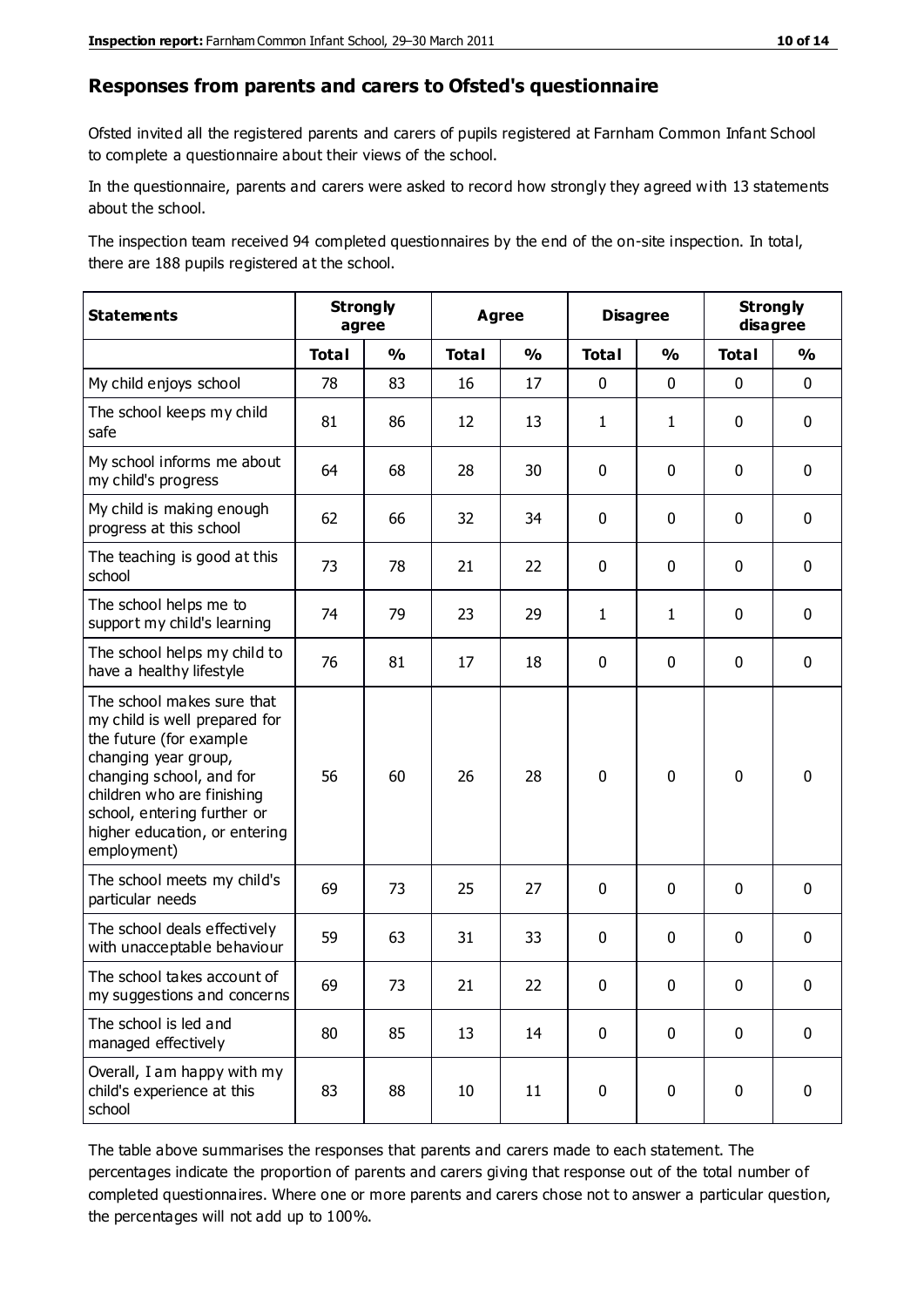## Responses from parents and carers to Ofsted's questionnaire

Ofsted invited all the registered parents and carers of pupils registered at Farnham Common Infant School to complete a questionnaire about their views of the school.

In the questionnaire, parents and carers were asked to record how strongly they agreed with 13 statements about the school.

The inspection team received 94 completed questionnaires by the end of the on-site inspection. In total, there are 188 pupils registered at the school.

| Statements | Strongly agree | | Agree | | Disagree | | Strongly disagree | |
|---|---|---|---|---|---|---|---|---|
| | Total | % | Total | % | Total | % | Total | % |
| My child enjoys school | 78 | 83 | 16 | 17 | 0 | 0 | 0 | 0 |
| The school keeps my child safe | 81 | 86 | 12 | 13 | 1 | 1 | 0 | 0 |
| My school informs me about my child's progress | 64 | 68 | 28 | 30 | 0 | 0 | 0 | 0 |
| My child is making enough progress at this school | 62 | 66 | 32 | 34 | 0 | 0 | 0 | 0 |
| The teaching is good at this school | 73 | 78 | 21 | 22 | 0 | 0 | 0 | 0 |
| The school helps me to support my child's learning | 74 | 79 | 23 | 29 | 1 | 1 | 0 | 0 |
| The school helps my child to have a healthy lifestyle | 76 | 81 | 17 | 18 | 0 | 0 | 0 | 0 |
| The school makes sure that my child is well prepared for the future (for example changing year group, changing school, and for children who are finishing school, entering further or higher education, or entering employment) | 56 | 60 | 26 | 28 | 0 | 0 | 0 | 0 |
| The school meets my child's particular needs | 69 | 73 | 25 | 27 | 0 | 0 | 0 | 0 |
| The school deals effectively with unacceptable behaviour | 59 | 63 | 31 | 33 | 0 | 0 | 0 | 0 |
| The school takes account of my suggestions and concerns | 69 | 73 | 21 | 22 | 0 | 0 | 0 | 0 |
| The school is led and managed effectively | 80 | 85 | 13 | 14 | 0 | 0 | 0 | 0 |
| Overall, I am happy with my child's experience at this school | 83 | 88 | 10 | 11 | 0 | 0 | 0 | 0 |

The table above summarises the responses that parents and carers made to each statement. The percentages indicate the proportion of parents and carers giving that response out of the total number of completed questionnaires. Where one or more parents and carers chose not to answer a particular question, the percentages will not add up to 100%.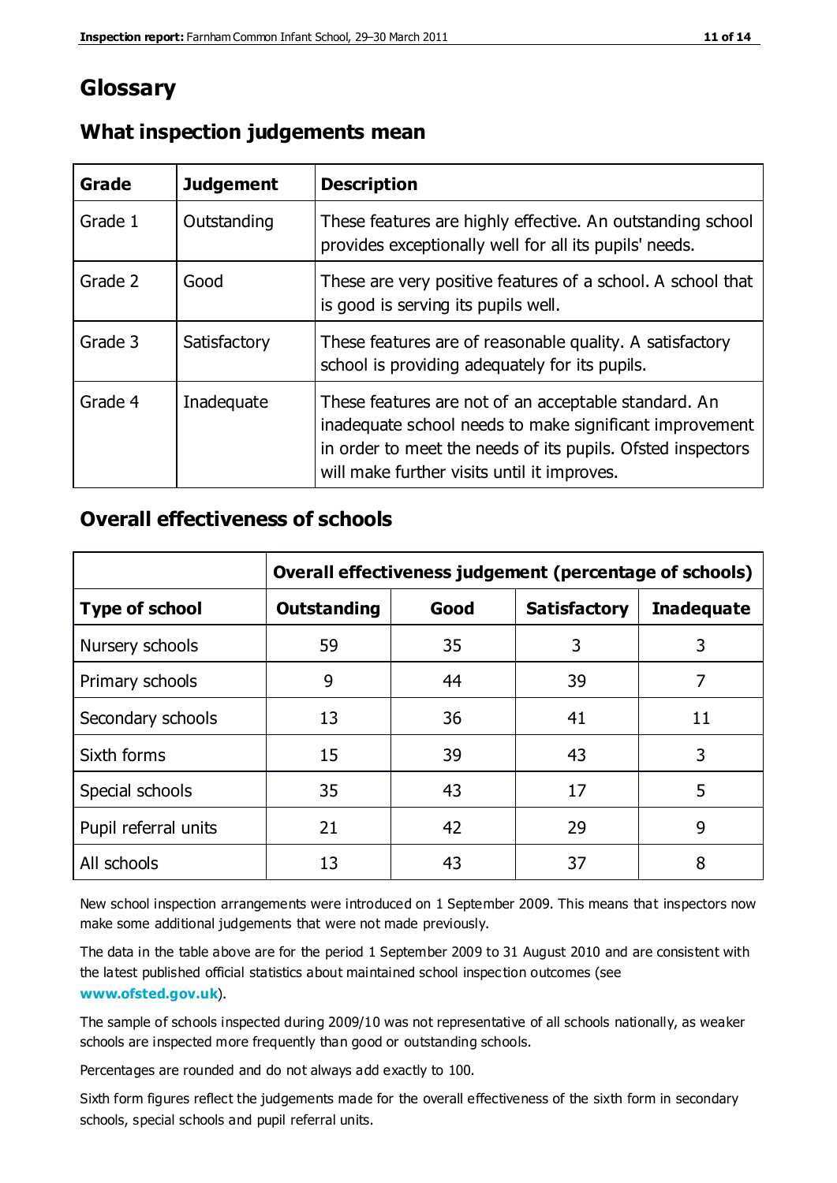# Glossary

## What inspection judgements mean

| Grade | Judgement | Description |
| --- | --- | --- |
| Grade 1 | Outstanding | These features are highly effective. An outstanding school provides exceptionally well for all its pupils' needs. |
| Grade 2 | Good | These are very positive features of a school. A school that is good is serving its pupils well. |
| Grade 3 | Satisfactory | These features are of reasonable quality. A satisfactory school is providing adequately for its pupils. |
| Grade 4 | Inadequate | These features are not of an acceptable standard. An inadequate school needs to make significant improvement in order to meet the needs of its pupils. Ofsted inspectors will make further visits until it improves. |

## Overall effectiveness of schools

| | Overall effectiveness judgement (percentage of schools) | | | |
| --- | --- | --- | --- | --- |
| **Type of school** | **Outstanding** | **Good** | **Satisfactory** | **Inadequate** |
| Nursery schools | 59 | 35 | 3 | 3 |
| Primary schools | 9 | 44 | 39 | 7 |
| Secondary schools | 13 | 36 | 41 | 11 |
| Sixth forms | 15 | 39 | 43 | 3 |
| Special schools | 35 | 43 | 17 | 5 |
| Pupil referral units | 21 | 42 | 29 | 9 |
| All schools | 13 | 43 | 37 | 8 |

New school inspection arrangements were introduced on 1 September 2009. This means that inspectors now make some additional judgements that were not made previously.

The data in the table above are for the period 1 September 2009 to 31 August 2010 and are consistent with the latest published official statistics about maintained school inspection outcomes (see **www.ofsted.gov.uk**).

The sample of schools inspected during 2009/10 was not representative of all schools nationally, as weaker schools are inspected more frequently than good or outstanding schools.

Percentages are rounded and do not always add exactly to 100.

Sixth form figures reflect the judgements made for the overall effectiveness of the sixth form in secondary schools, special schools and pupil referral units.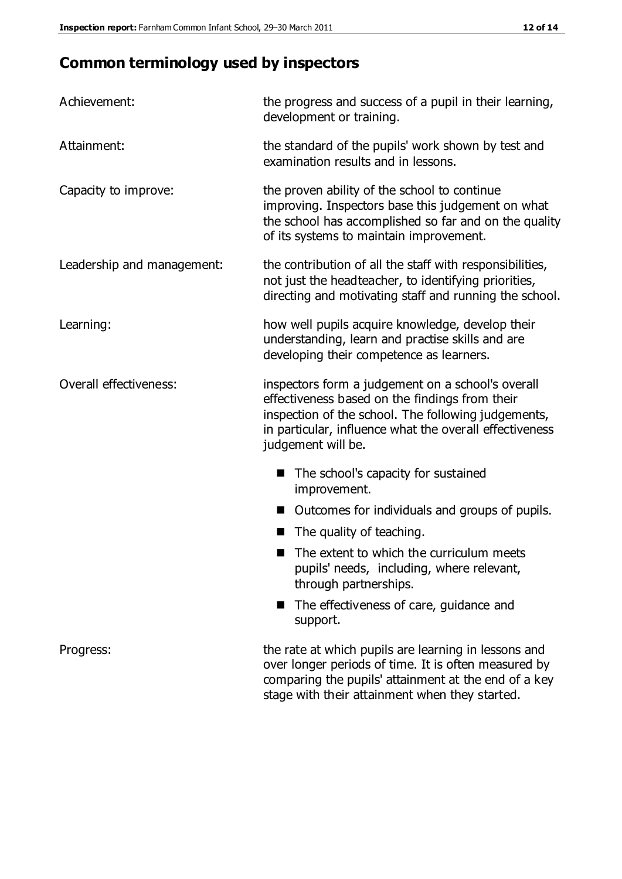## Common terminology used by inspectors

| | |
|---|---|
| Achievement: | the progress and success of a pupil in their learning, development or training. |
| Attainment: | the standard of the pupils' work shown by test and examination results and in lessons. |
| Capacity to improve: | the proven ability of the school to continue improving. Inspectors base this judgement on what the school has accomplished so far and on the quality of its systems to maintain improvement. |
| Leadership and management: | the contribution of all the staff with responsibilities, not just the headteacher, to identifying priorities, directing and motivating staff and running the school. |
| Learning: | how well pupils acquire knowledge, develop their understanding, learn and practise skills and are developing their competence as learners. |
| Overall effectiveness: | inspectors form a judgement on a school's overall effectiveness based on the findings from their inspection of the school. The following judgements, in particular, influence what the overall effectiveness judgement will be. <br>■ The school's capacity for sustained improvement.<br>■ Outcomes for individuals and groups of pupils.<br>■ The quality of teaching.<br>■ The extent to which the curriculum meets pupils' needs, including, where relevant, through partnerships.<br>■ The effectiveness of care, guidance and support. |
| Progress: | the rate at which pupils are learning in lessons and over longer periods of time. It is often measured by comparing the pupils' attainment at the end of a key stage with their attainment when they started. |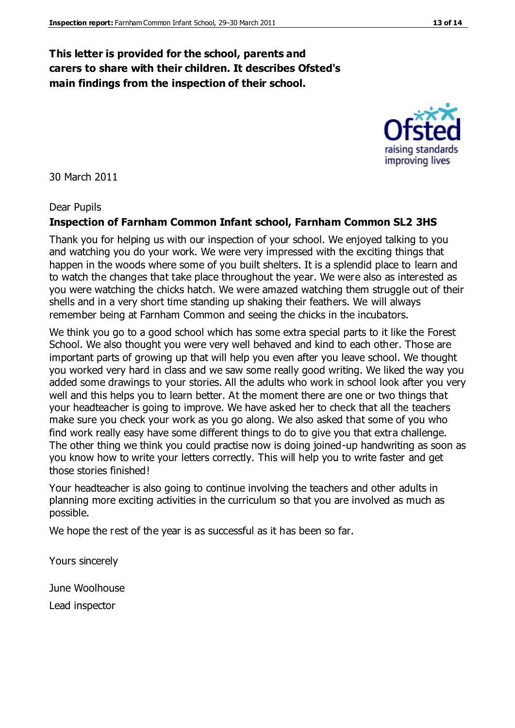**This letter is provided for the school, parents and carers to share with their children. It describes Ofsted's main findings from the inspection of their school.**

30 March 2011

Dear Pupils

**Inspection of Farnham Common Infant school, Farnham Common SL2 3HS**

Thank you for helping us with our inspection of your school. We enjoyed talking to you and watching you do your work. We were very impressed with the exciting things that happen in the woods where some of you built shelters. It is a splendid place to learn and to watch the changes that take place throughout the year. We were also as interested as you were watching the chicks hatch. We were amazed watching them struggle out of their shells and in a very short time standing up shaking their feathers. We will always remember being at Farnham Common and seeing the chicks in the incubators.

We think you go to a good school which has some extra special parts to it like the Forest School. We also thought you were very well behaved and kind to each other. Those are important parts of growing up that will help you even after you leave school. We thought you worked very hard in class and we saw some really good writing. We liked the way you added some drawings to your stories. All the adults who work in school look after you very well and this helps you to learn better. At the moment there are one or two things that your headteacher is going to improve. We have asked her to check that all the teachers make sure you check your work as you go along. We also asked that some of you who find work really easy have some different things to do to give you that extra challenge. The other thing we think you could practise now is doing joined-up handwriting as soon as you know how to write your letters correctly. This will help you to write faster and get those stories finished!

Your headteacher is also going to continue involving the teachers and other adults in planning more exciting activities in the curriculum so that you are involved as much as possible.

We hope the rest of the year is as successful as it has been so far.

Yours sincerely

June Woolhouse

Lead inspector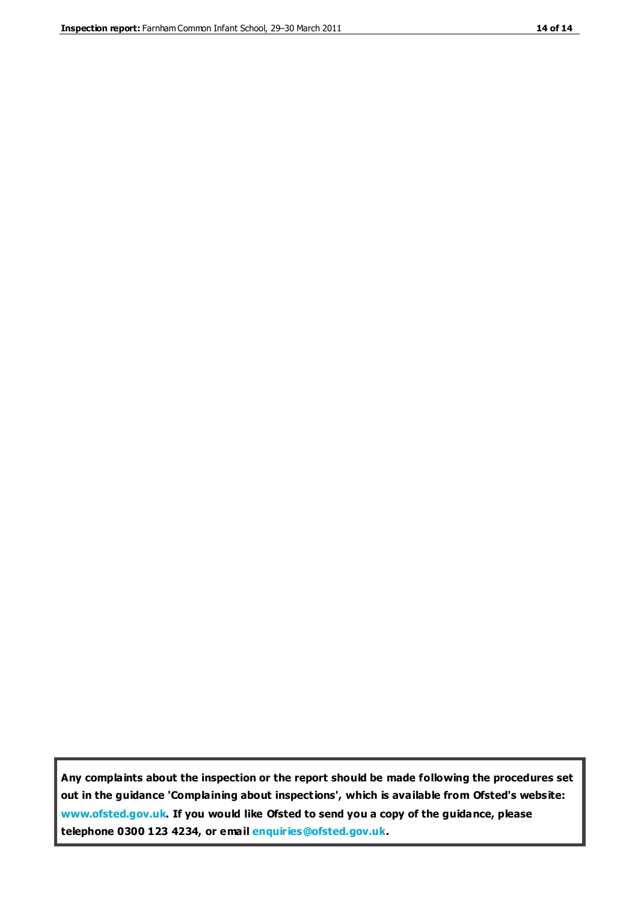**Any complaints about the inspection or the report should be made following the procedures set out in the guidance 'Complaining about inspections', which is available from Ofsted's website: www.ofsted.gov.uk. If you would like Ofsted to send you a copy of the guidance, please telephone 0300 123 4234, or email enquiries@ofsted.gov.uk.**